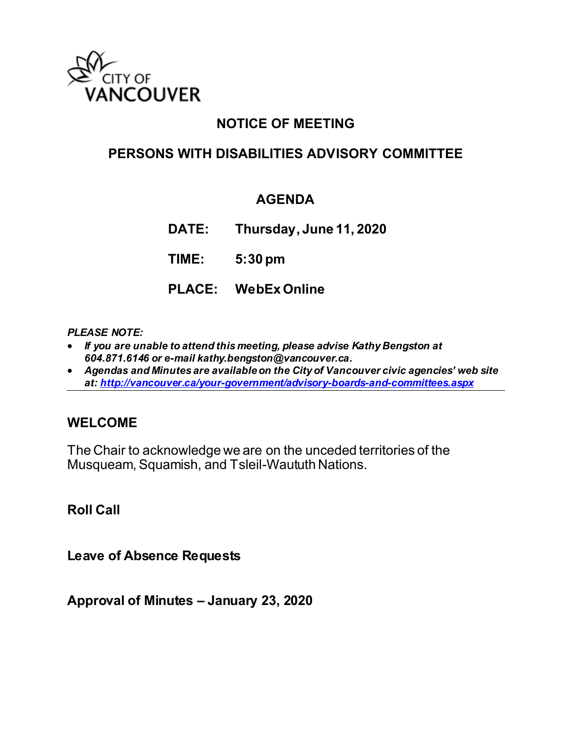CITY OF VANCOUVER

# NOTICE OF MEETING

## PERSONS WITH DISABILITIES ADVISORY COMMITTEE

### AGENDA

**DATE:** Thursday, June 11, 2020

**TIME:** 5:30 pm

**PLACE:** WebEx Online

***PLEASE NOTE:***

- ***If you are unable to attend this meeting, please advise Kathy Bengston at 604.871.6146 or e-mail kathy.bengston@vancouver.ca.***
- ***Agendas and Minutes are available on the City of Vancouver civic agencies' web site at: [http://vancouver.ca/your-government/advisory-boards-and-committees.aspx](http://vancouver.ca/your-government/advisory-boards-and-committees.aspx)***

---

## WELCOME

The Chair to acknowledge we are on the unceded territories of the Musqueam, Squamish, and Tsleil-Waututh Nations.

**Roll Call**

**Leave of Absence Requests**

**Approval of Minutes – January 23, 2020**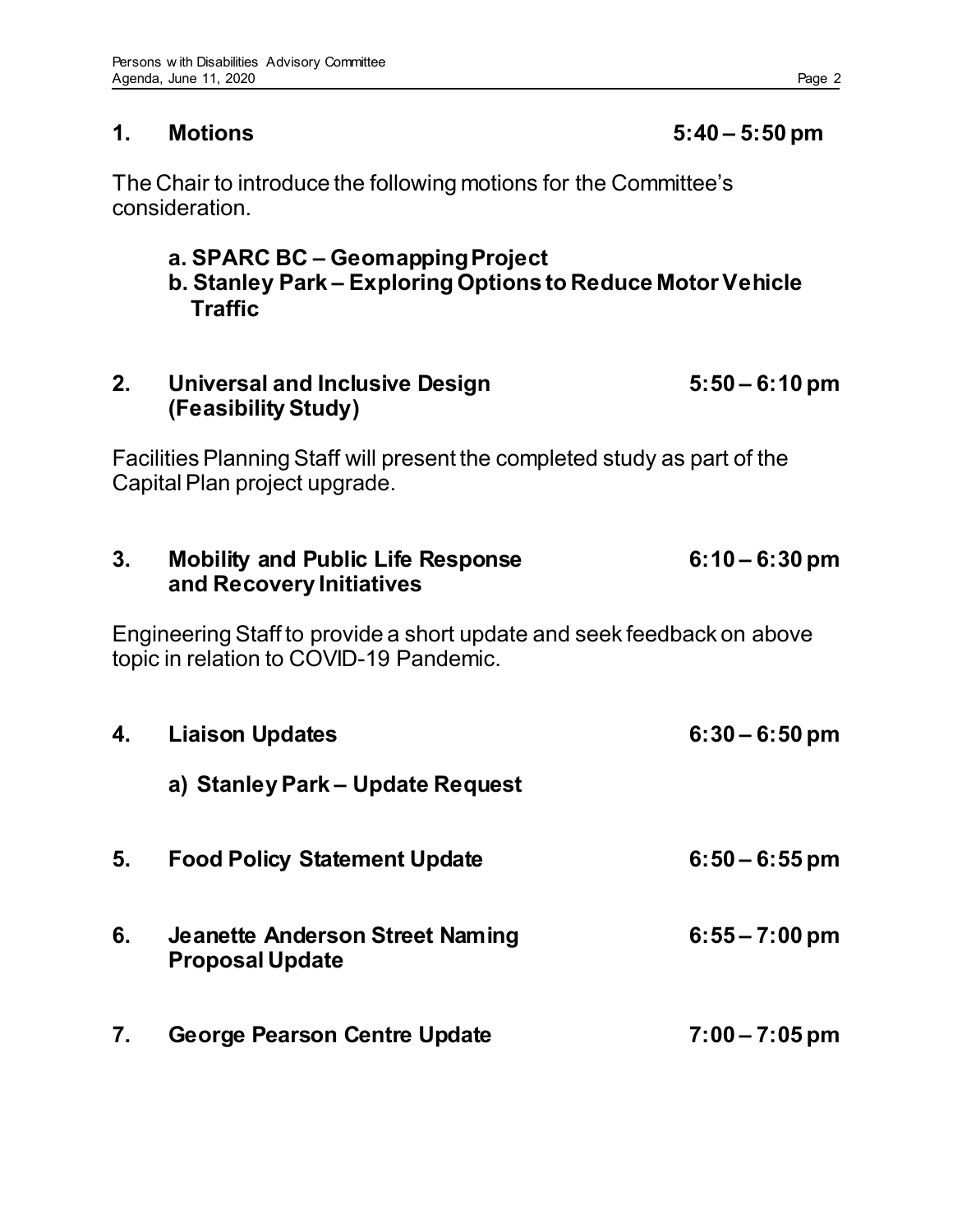## 1. Motions 5:40 – 5:50 pm

The Chair to introduce the following motions for the Committee's consideration.

**a. SPARC BC – Geomapping Project**
**b. Stanley Park – Exploring Options to Reduce Motor Vehicle Traffic**

## 2. Universal and Inclusive Design (Feasibility Study) 5:50 – 6:10 pm

Facilities Planning Staff will present the completed study as part of the Capital Plan project upgrade.

## 3. Mobility and Public Life Response and Recovery Initiatives 6:10 – 6:30 pm

Engineering Staff to provide a short update and seek feedback on above topic in relation to COVID-19 Pandemic.

## 4. Liaison Updates 6:30 – 6:50 pm

**a) Stanley Park – Update Request**

## 5. Food Policy Statement Update 6:50 – 6:55 pm

## 6. Jeanette Anderson Street Naming Proposal Update 6:55 – 7:00 pm

## 7. George Pearson Centre Update 7:00 – 7:05 pm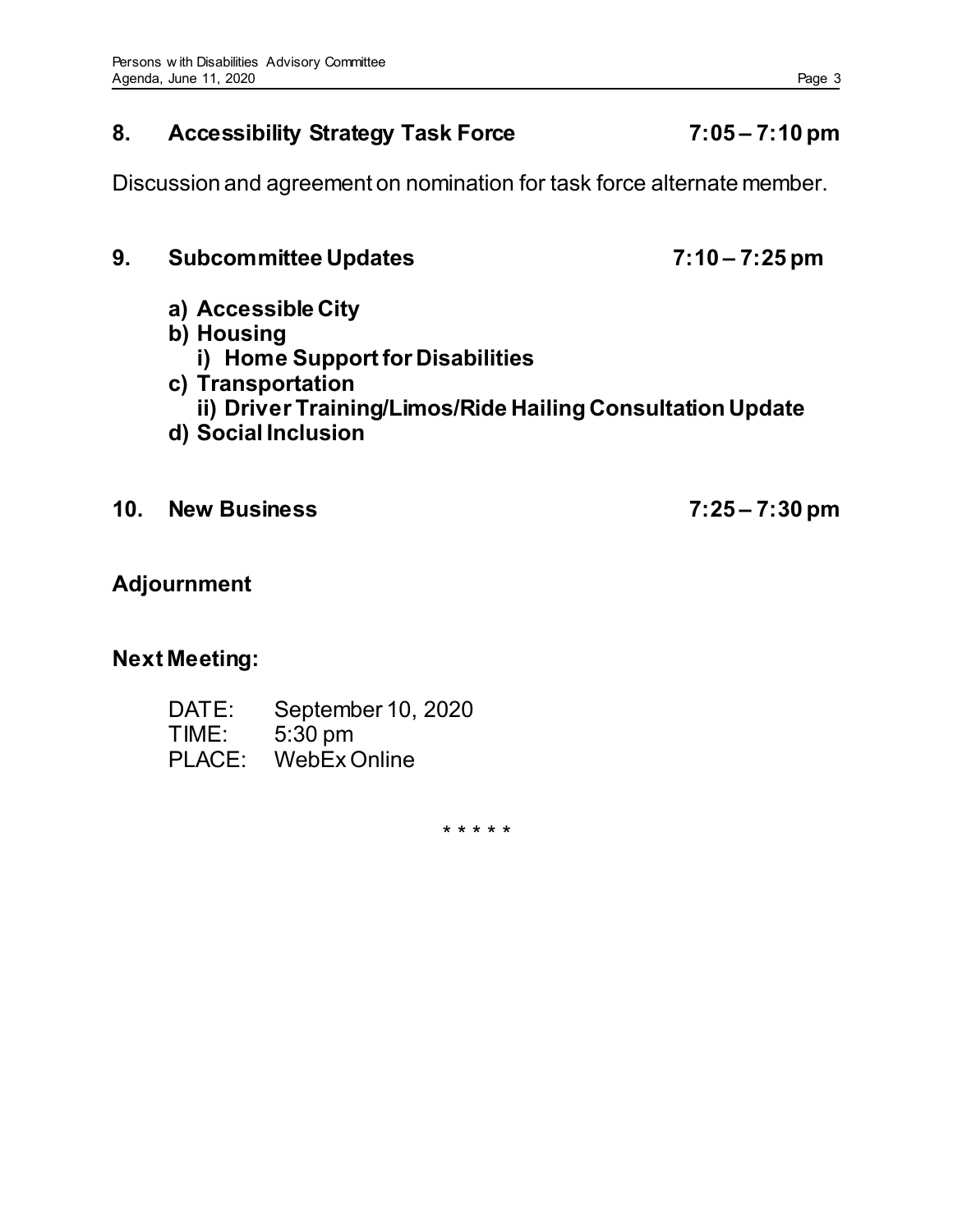## 8. Accessibility Strategy Task Force 7:05 – 7:10 pm

Discussion and agreement on nomination for task force alternate member.

## 9. Subcommittee Updates 7:10 – 7:25 pm

- **a) Accessible City**
- **b) Housing**
  - **i) Home Support for Disabilities**
- **c) Transportation**
  - **ii) Driver Training/Limos/Ride Hailing Consultation Update**
- **d) Social Inclusion**

## 10. New Business 7:25 – 7:30 pm

## Adjournment

## Next Meeting:

DATE: September 10, 2020
TIME: 5:30 pm
PLACE: WebEx Online

* * * * *